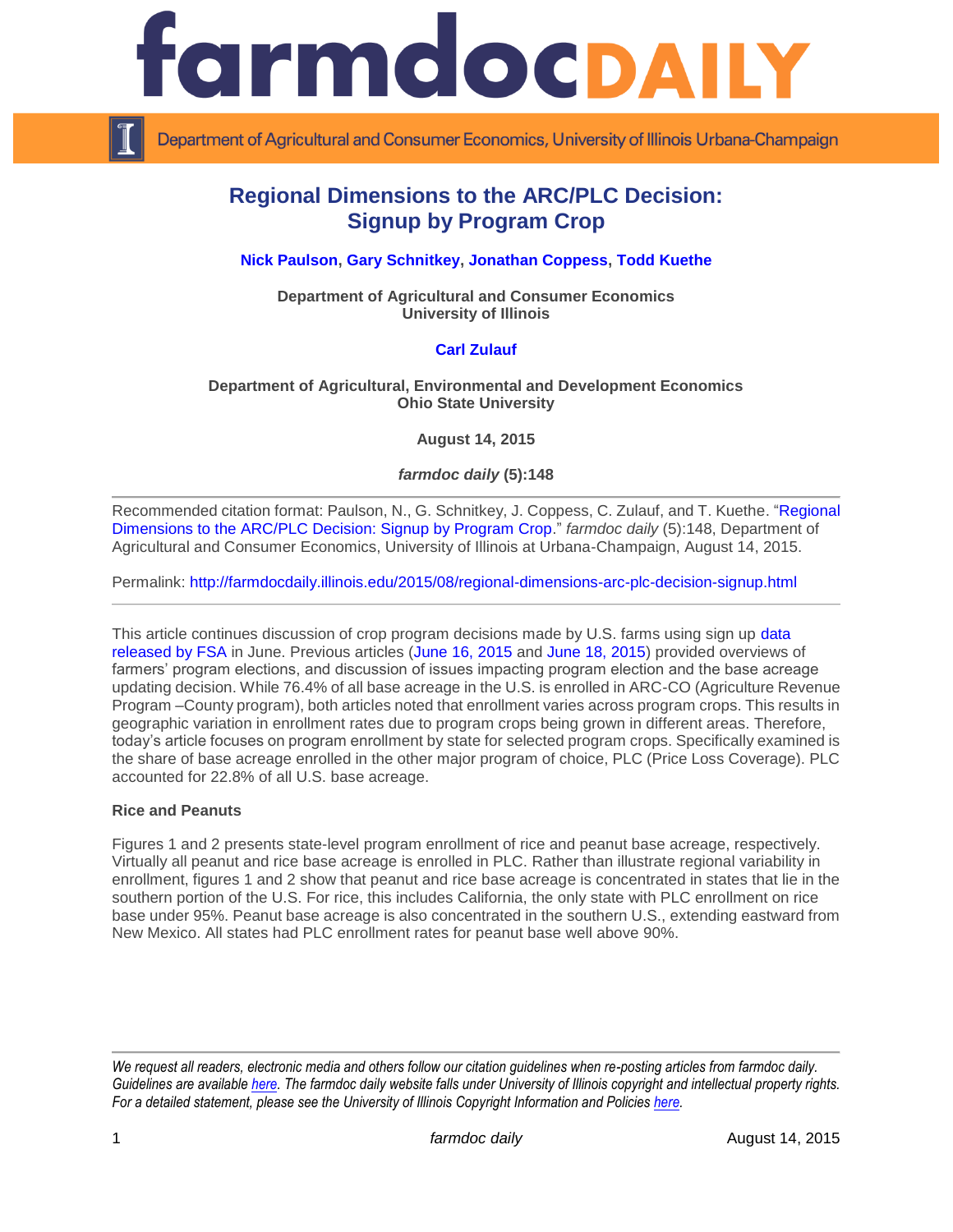# Regional Dimensions to the ARC/PLC Decision: Signup by Program Crop

**Nick Paulson, Gary Schnitkey, Jonathan Coppess, Todd Kuethe**

**Department of Agricultural and Consumer Economics**
**University of Illinois**

**Carl Zulauf**

**Department of Agricultural, Environmental and Development Economics**
**Ohio State University**

**August 14, 2015**

***farmdoc daily* (5):148**

---

Recommended citation format: Paulson, N., G. Schnitkey, J. Coppess, C. Zulauf, and T. Kuethe. "Regional Dimensions to the ARC/PLC Decision: Signup by Program Crop." *farmdoc daily* (5):148, Department of Agricultural and Consumer Economics, University of Illinois at Urbana-Champaign, August 14, 2015.

Permalink: http://farmdocdaily.illinois.edu/2015/08/regional-dimensions-arc-plc-decision-signup.html

---

This article continues discussion of crop program decisions made by U.S. farms using sign up data released by FSA in June. Previous articles (June 16, 2015 and June 18, 2015) provided overviews of farmers' program elections, and discussion of issues impacting program election and the base acreage updating decision. While 76.4% of all base acreage in the U.S. is enrolled in ARC-CO (Agriculture Revenue Program –County program), both articles noted that enrollment varies across program crops. This results in geographic variation in enrollment rates due to program crops being grown in different areas. Therefore, today's article focuses on program enrollment by state for selected program crops. Specifically examined is the share of base acreage enrolled in the other major program of choice, PLC (Price Loss Coverage). PLC accounted for 22.8% of all U.S. base acreage.

**Rice and Peanuts**

Figures 1 and 2 presents state-level program enrollment of rice and peanut base acreage, respectively. Virtually all peanut and rice base acreage is enrolled in PLC. Rather than illustrate regional variability in enrollment, figures 1 and 2 show that peanut and rice base acreage is concentrated in states that lie in the southern portion of the U.S. For rice, this includes California, the only state with PLC enrollment on rice base under 95%. Peanut base acreage is also concentrated in the southern U.S., extending eastward from New Mexico. All states had PLC enrollment rates for peanut base well above 90%.

---

*We request all readers, electronic media and others follow our citation guidelines when re-posting articles from farmdoc daily. Guidelines are available here. The farmdoc daily website falls under University of Illinois copyright and intellectual property rights. For a detailed statement, please see the University of Illinois Copyright Information and Policies here.*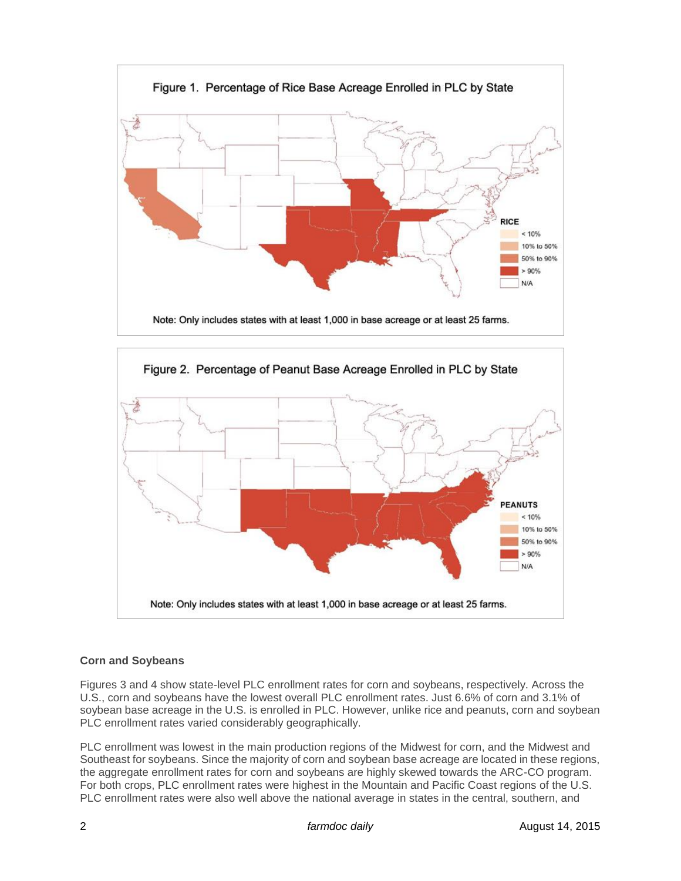Figure 1. Percentage of Rice Base Acreage Enrolled in PLC by State

RICE
- < 10%
- 10% to 50%
- 50% to 90%
- > 90%
- N/A

Note: Only includes states with at least 1,000 in base acreage or at least 25 farms.

Figure 2. Percentage of Peanut Base Acreage Enrolled in PLC by State

PEANUTS
- < 10%
- 10% to 50%
- 50% to 90%
- > 90%
- N/A

Note: Only includes states with at least 1,000 in base acreage or at least 25 farms.

**Corn and Soybeans**

Figures 3 and 4 show state-level PLC enrollment rates for corn and soybeans, respectively. Across the U.S., corn and soybeans have the lowest overall PLC enrollment rates. Just 6.6% of corn and 3.1% of soybean base acreage in the U.S. is enrolled in PLC. However, unlike rice and peanuts, corn and soybean PLC enrollment rates varied considerably geographically.

PLC enrollment was lowest in the main production regions of the Midwest for corn, and the Midwest and Southeast for soybeans. Since the majority of corn and soybean base acreage are located in these regions, the aggregate enrollment rates for corn and soybeans are highly skewed towards the ARC-CO program. For both crops, PLC enrollment rates were highest in the Mountain and Pacific Coast regions of the U.S. PLC enrollment rates were also well above the national average in states in the central, southern, and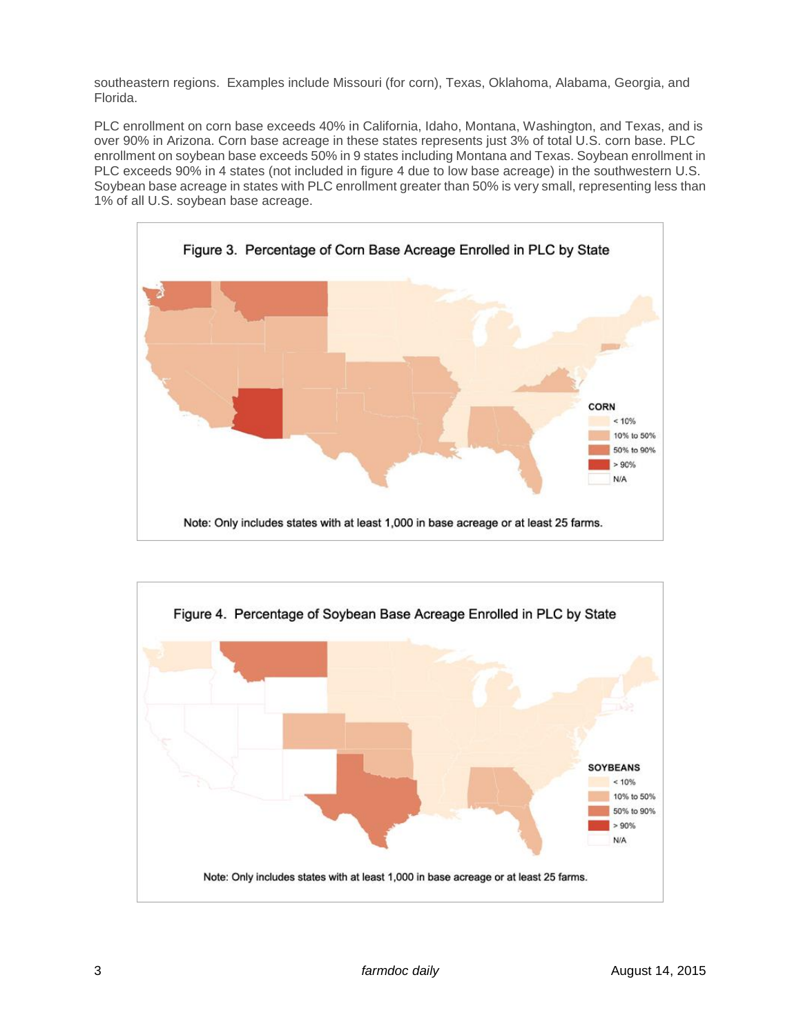southeastern regions. Examples include Missouri (for corn), Texas, Oklahoma, Alabama, Georgia, and Florida.

PLC enrollment on corn base exceeds 40% in California, Idaho, Montana, Washington, and Texas, and is over 90% in Arizona. Corn base acreage in these states represents just 3% of total U.S. corn base. PLC enrollment on soybean base exceeds 50% in 9 states including Montana and Texas. Soybean enrollment in PLC exceeds 90% in 4 states (not included in figure 4 due to low base acreage) in the southwestern U.S. Soybean base acreage in states with PLC enrollment greater than 50% is very small, representing less than 1% of all U.S. soybean base acreage.

Figure 3. Percentage of Corn Base Acreage Enrolled in PLC by State

CORN: < 10%; 10% to 50%; 50% to 90%; > 90%; N/A

Note: Only includes states with at least 1,000 in base acreage or at least 25 farms.

Figure 4. Percentage of Soybean Base Acreage Enrolled in PLC by State

SOYBEANS: < 10%; 10% to 50%; 50% to 90%; > 90%; N/A

Note: Only includes states with at least 1,000 in base acreage or at least 25 farms.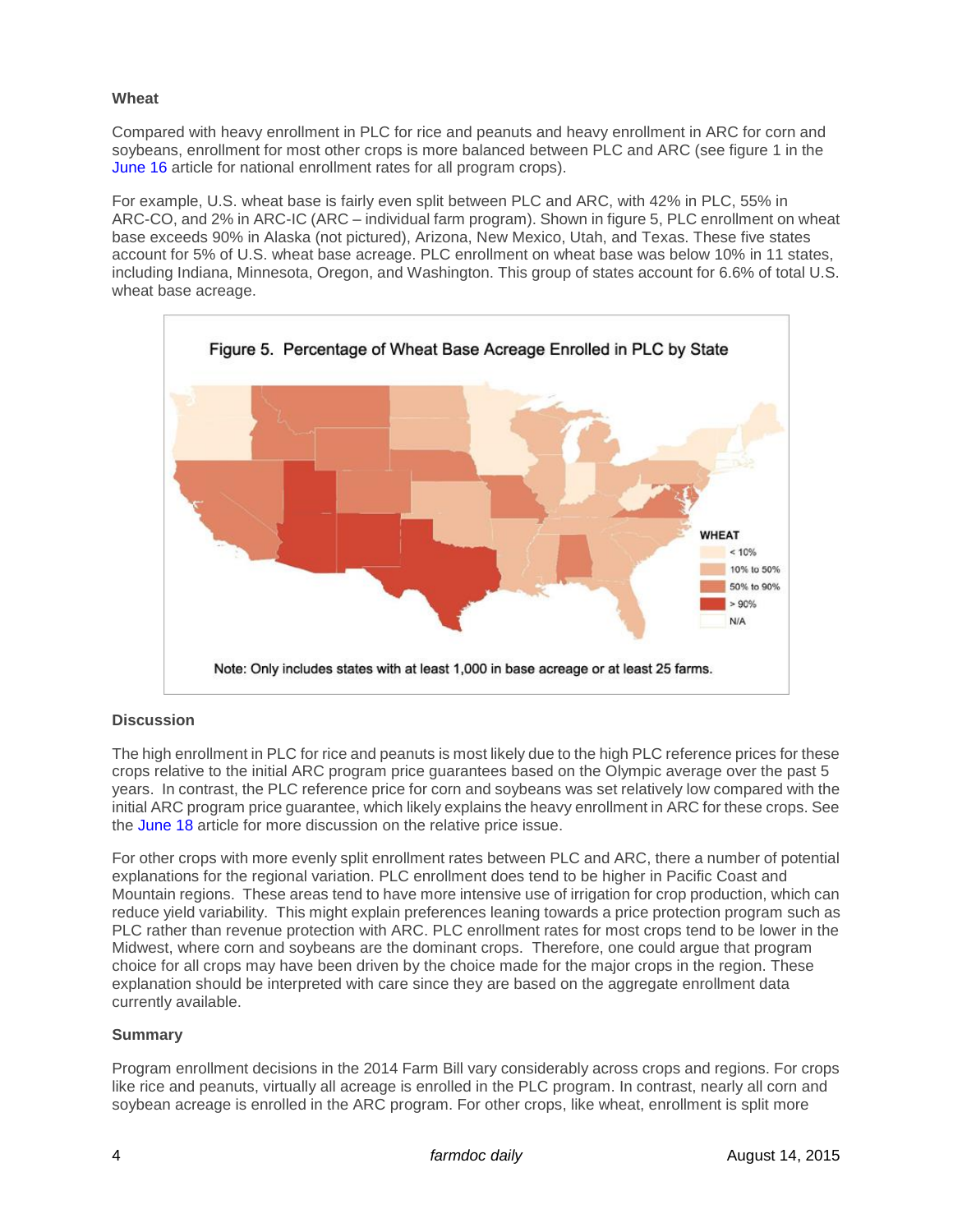### Wheat

Compared with heavy enrollment in PLC for rice and peanuts and heavy enrollment in ARC for corn and soybeans, enrollment for most other crops is more balanced between PLC and ARC (see figure 1 in the June 16 article for national enrollment rates for all program crops).

For example, U.S. wheat base is fairly even split between PLC and ARC, with 42% in PLC, 55% in ARC-CO, and 2% in ARC-IC (ARC – individual farm program). Shown in figure 5, PLC enrollment on wheat base exceeds 90% in Alaska (not pictured), Arizona, New Mexico, Utah, and Texas. These five states account for 5% of U.S. wheat base acreage. PLC enrollment on wheat base was below 10% in 11 states, including Indiana, Minnesota, Oregon, and Washington. This group of states account for 6.6% of total U.S. wheat base acreage.

Figure 5. Percentage of Wheat Base Acreage Enrolled in PLC by State

WHEAT: < 10%; 10% to 50%; 50% to 90%; > 90%; N/A

Note: Only includes states with at least 1,000 in base acreage or at least 25 farms.

### Discussion

The high enrollment in PLC for rice and peanuts is most likely due to the high PLC reference prices for these crops relative to the initial ARC program price guarantees based on the Olympic average over the past 5 years. In contrast, the PLC reference price for corn and soybeans was set relatively low compared with the initial ARC program price guarantee, which likely explains the heavy enrollment in ARC for these crops. See the June 18 article for more discussion on the relative price issue.

For other crops with more evenly split enrollment rates between PLC and ARC, there a number of potential explanations for the regional variation. PLC enrollment does tend to be higher in Pacific Coast and Mountain regions. These areas tend to have more intensive use of irrigation for crop production, which can reduce yield variability. This might explain preferences leaning towards a price protection program such as PLC rather than revenue protection with ARC. PLC enrollment rates for most crops tend to be lower in the Midwest, where corn and soybeans are the dominant crops. Therefore, one could argue that program choice for all crops may have been driven by the choice made for the major crops in the region. These explanation should be interpreted with care since they are based on the aggregate enrollment data currently available.

### Summary

Program enrollment decisions in the 2014 Farm Bill vary considerably across crops and regions. For crops like rice and peanuts, virtually all acreage is enrolled in the PLC program. In contrast, nearly all corn and soybean acreage is enrolled in the ARC program. For other crops, like wheat, enrollment is split more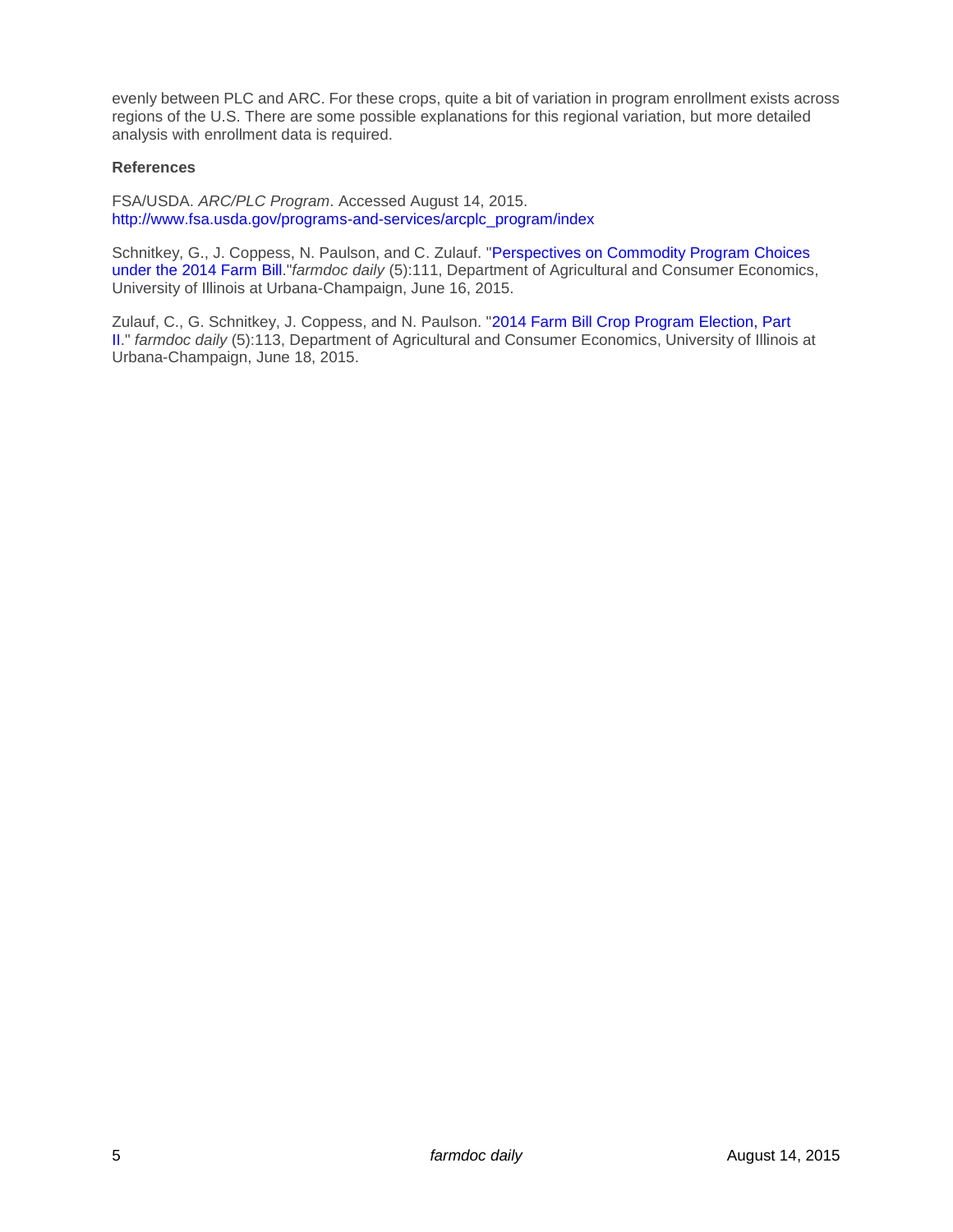evenly between PLC and ARC. For these crops, quite a bit of variation in program enrollment exists across regions of the U.S. There are some possible explanations for this regional variation, but more detailed analysis with enrollment data is required.

**References**

FSA/USDA. *ARC/PLC Program*. Accessed August 14, 2015. http://www.fsa.usda.gov/programs-and-services/arcplc_program/index

Schnitkey, G., J. Coppess, N. Paulson, and C. Zulauf. "Perspectives on Commodity Program Choices under the 2014 Farm Bill."*farmdoc daily* (5):111, Department of Agricultural and Consumer Economics, University of Illinois at Urbana-Champaign, June 16, 2015.

Zulauf, C., G. Schnitkey, J. Coppess, and N. Paulson. "2014 Farm Bill Crop Program Election, Part II." *farmdoc daily* (5):113, Department of Agricultural and Consumer Economics, University of Illinois at Urbana-Champaign, June 18, 2015.